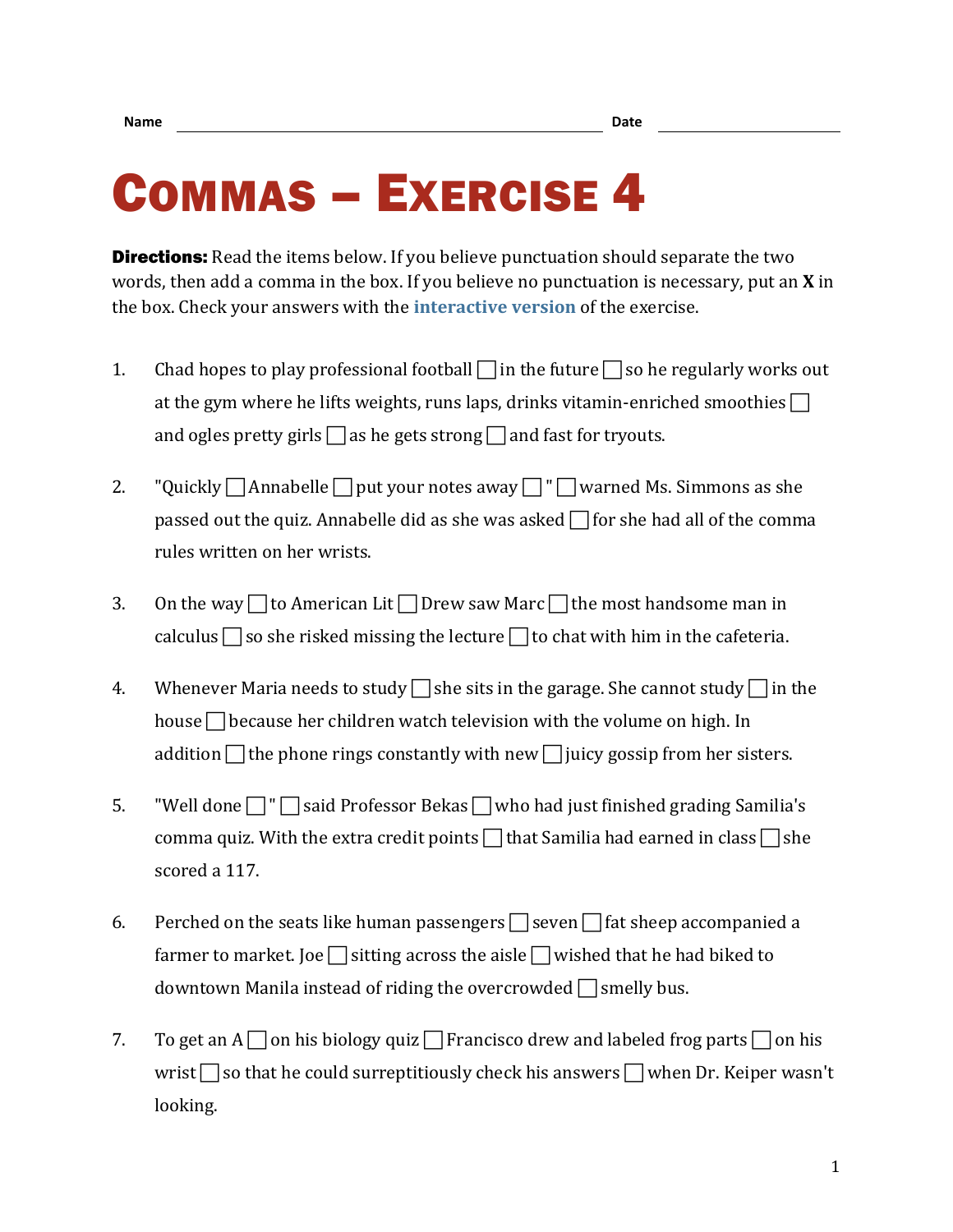Name \_\_\_\_\_\_\_\_\_\_\_\_\_\_\_\_\_\_\_\_\_\_\_\_\_\_\_\_\_\_\_\_\_\_\_\_ Date \_\_\_\_\_\_\_\_\_\_\_\_\_\_\_\_

# Commas – Exercise 4

**Directions:** Read the items below. If you believe punctuation should separate the two words, then add a comma in the box. If you believe no punctuation is necessary, put an **X** in the box. Check your answers with the **interactive version** of the exercise.

1. Chad hopes to play professional football ☐ in the future ☐ so he regularly works out at the gym where he lifts weights, runs laps, drinks vitamin-enriched smoothies ☐ and ogles pretty girls ☐ as he gets strong ☐ and fast for tryouts.

2. "Quickly ☐ Annabelle ☐ put your notes away ☐ " ☐ warned Ms. Simmons as she passed out the quiz. Annabelle did as she was asked ☐ for she had all of the comma rules written on her wrists.

3. On the way ☐ to American Lit ☐ Drew saw Marc ☐ the most handsome man in calculus ☐ so she risked missing the lecture ☐ to chat with him in the cafeteria.

4. Whenever Maria needs to study ☐ she sits in the garage. She cannot study ☐ in the house ☐ because her children watch television with the volume on high. In addition ☐ the phone rings constantly with new ☐ juicy gossip from her sisters.

5. "Well done ☐ " ☐ said Professor Bekas ☐ who had just finished grading Samilia's comma quiz. With the extra credit points ☐ that Samilia had earned in class ☐ she scored a 117.

6. Perched on the seats like human passengers ☐ seven ☐ fat sheep accompanied a farmer to market. Joe ☐ sitting across the aisle ☐ wished that he had biked to downtown Manila instead of riding the overcrowded ☐ smelly bus.

7. To get an A ☐ on his biology quiz ☐ Francisco drew and labeled frog parts ☐ on his wrist ☐ so that he could surreptitiously check his answers ☐ when Dr. Keiper wasn't looking.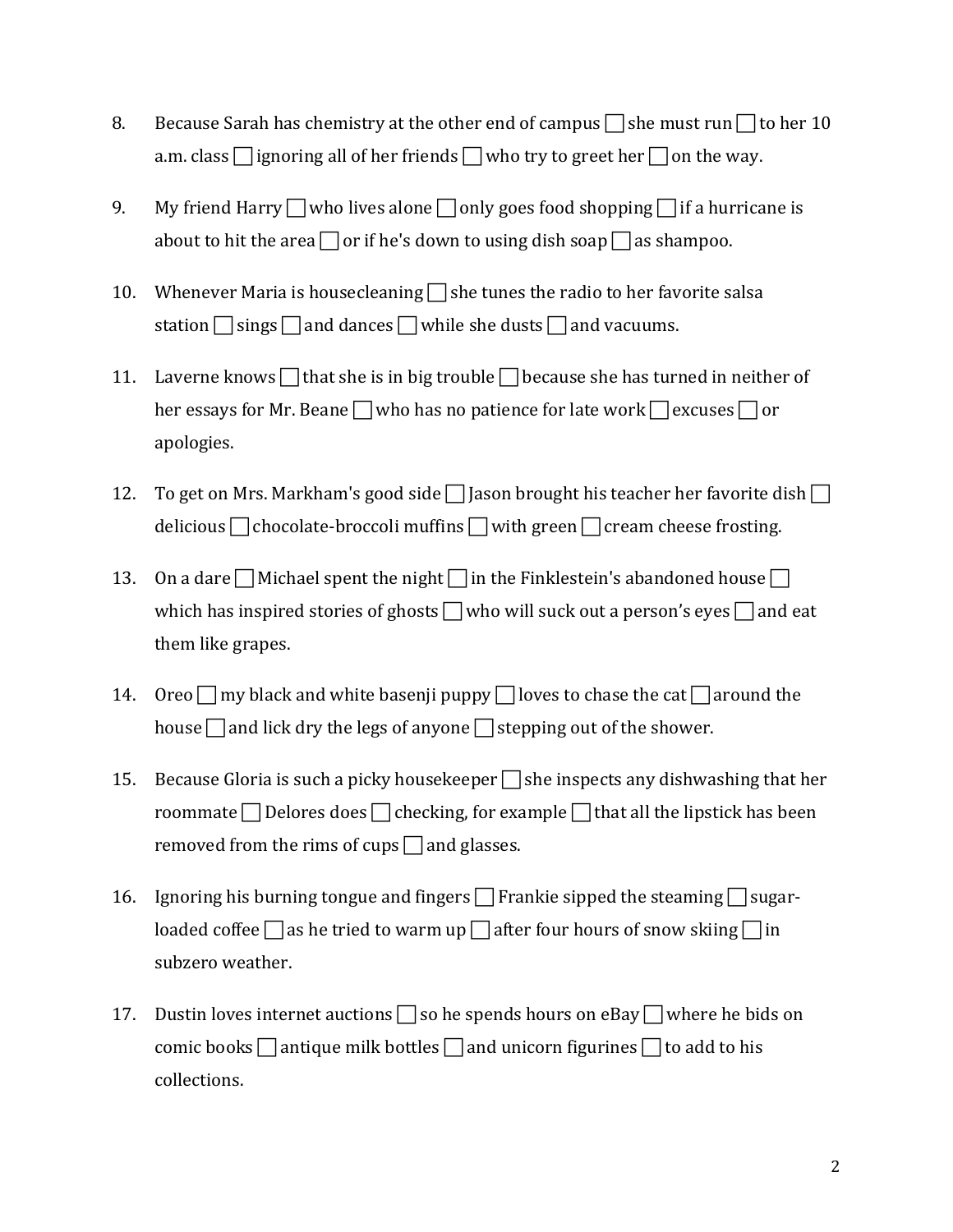8. Because Sarah has chemistry at the other end of campus ☐ she must run ☐ to her 10 a.m. class ☐ ignoring all of her friends ☐ who try to greet her ☐ on the way.

9. My friend Harry ☐ who lives alone ☐ only goes food shopping ☐ if a hurricane is about to hit the area ☐ or if he's down to using dish soap ☐ as shampoo.

10. Whenever Maria is housecleaning ☐ she tunes the radio to her favorite salsa station ☐ sings ☐ and dances ☐ while she dusts ☐ and vacuums.

11. Laverne knows ☐ that she is in big trouble ☐ because she has turned in neither of her essays for Mr. Beane ☐ who has no patience for late work ☐ excuses ☐ or apologies.

12. To get on Mrs. Markham's good side ☐ Jason brought his teacher her favorite dish ☐ delicious ☐ chocolate-broccoli muffins ☐ with green ☐ cream cheese frosting.

13. On a dare ☐ Michael spent the night ☐ in the Finklestein's abandoned house ☐ which has inspired stories of ghosts ☐ who will suck out a person's eyes ☐ and eat them like grapes.

14. Oreo ☐ my black and white basenji puppy ☐ loves to chase the cat ☐ around the house ☐ and lick dry the legs of anyone ☐ stepping out of the shower.

15. Because Gloria is such a picky housekeeper ☐ she inspects any dishwashing that her roommate ☐ Delores does ☐ checking, for example ☐ that all the lipstick has been removed from the rims of cups ☐ and glasses.

16. Ignoring his burning tongue and fingers ☐ Frankie sipped the steaming ☐ sugar-loaded coffee ☐ as he tried to warm up ☐ after four hours of snow skiing ☐ in subzero weather.

17. Dustin loves internet auctions ☐ so he spends hours on eBay ☐ where he bids on comic books ☐ antique milk bottles ☐ and unicorn figurines ☐ to add to his collections.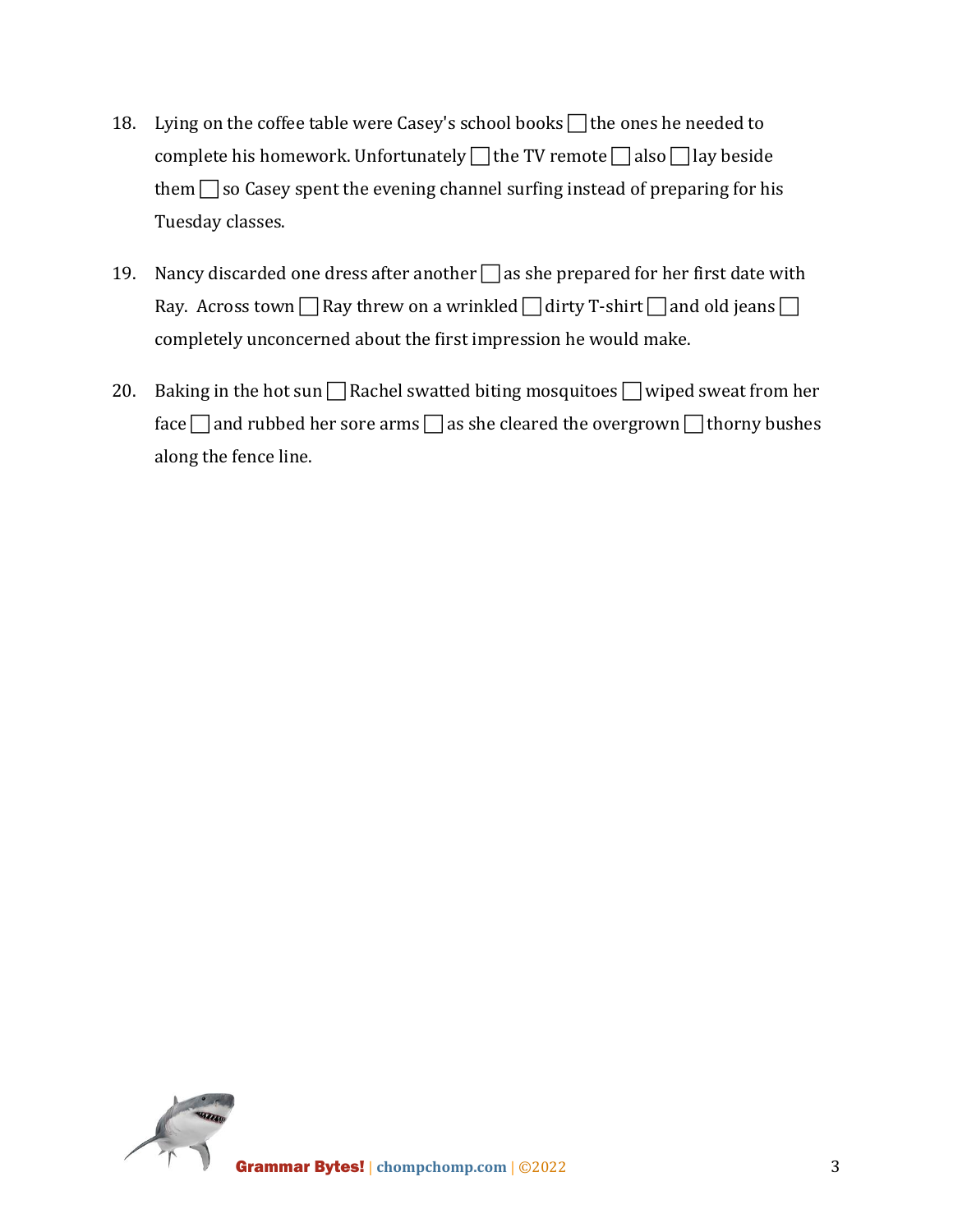18. Lying on the coffee table were Casey's school books ☐ the ones he needed to complete his homework. Unfortunately ☐ the TV remote ☐ also ☐ lay beside them ☐ so Casey spent the evening channel surfing instead of preparing for his Tuesday classes.

19. Nancy discarded one dress after another ☐ as she prepared for her first date with Ray. Across town ☐ Ray threw on a wrinkled ☐ dirty T-shirt ☐ and old jeans ☐ completely unconcerned about the first impression he would make.

20. Baking in the hot sun ☐ Rachel swatted biting mosquitoes ☐ wiped sweat from her face ☐ and rubbed her sore arms ☐ as she cleared the overgrown ☐ thorny bushes along the fence line.